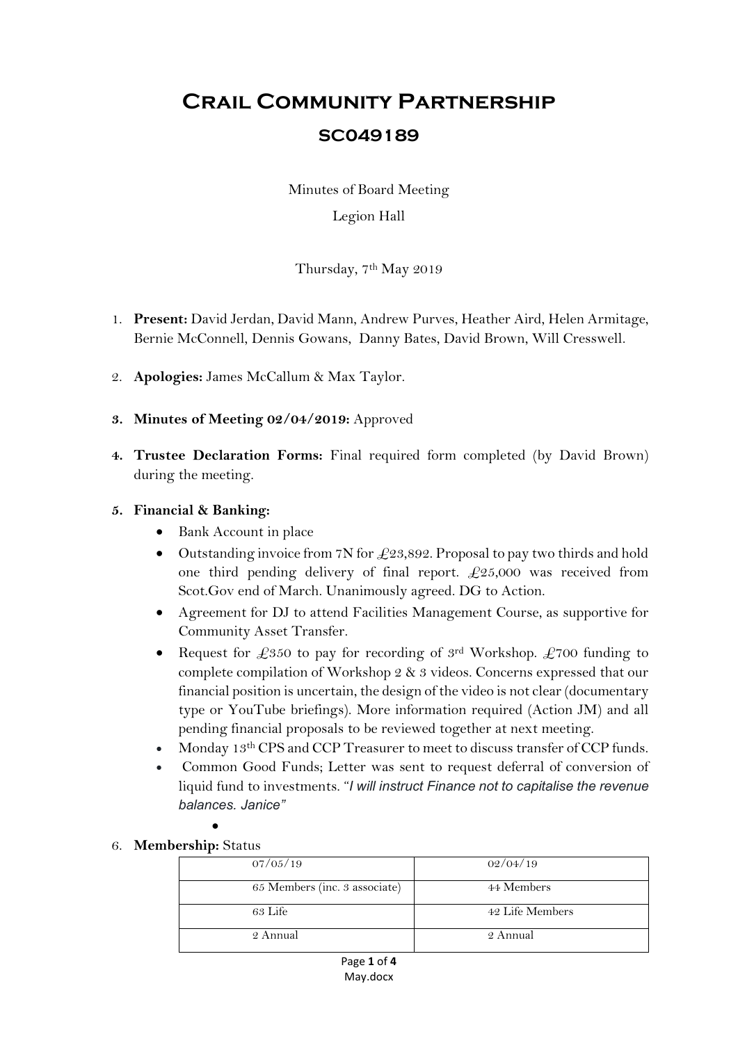# Crail Community Partnership

## SC049189

Minutes of Board Meeting

Legion Hall

Thursday, 7th May 2019

1. **Present:** David Jerdan, David Mann, Andrew Purves, Heather Aird, Helen Armitage, Bernie McConnell, Dennis Gowans, Danny Bates, David Brown, Will Cresswell.

2. **Apologies:** James McCallum & Max Taylor.

3. **Minutes of Meeting 02/04/2019:** Approved

4. **Trustee Declaration Forms:** Final required form completed (by David Brown) during the meeting.

5. **Financial & Banking:**
   - Bank Account in place
   - Outstanding invoice from 7N for £23,892. Proposal to pay two thirds and hold one third pending delivery of final report. £25,000 was received from Scot.Gov end of March. Unanimously agreed. DG to Action.
   - Agreement for DJ to attend Facilities Management Course, as supportive for Community Asset Transfer.
   - Request for £350 to pay for recording of 3rd Workshop. £700 funding to complete compilation of Workshop 2 & 3 videos. Concerns expressed that our financial position is uncertain, the design of the video is not clear (documentary type or YouTube briefings). More information required (Action JM) and all pending financial proposals to be reviewed together at next meeting.
   - Monday 13th CPS and CCP Treasurer to meet to discuss transfer of CCP funds.
   - Common Good Funds; Letter was sent to request deferral of conversion of liquid fund to investments. *"I will instruct Finance not to capitalise the revenue balances. Janice"*
   -

6. **Membership:** Status

| 07/05/19 | 02/04/19 |
|---|---|
| 65 Members (inc. 3 associate) | 44 Members |
| 63 Life | 42 Life Members |
| 2 Annual | 2 Annual |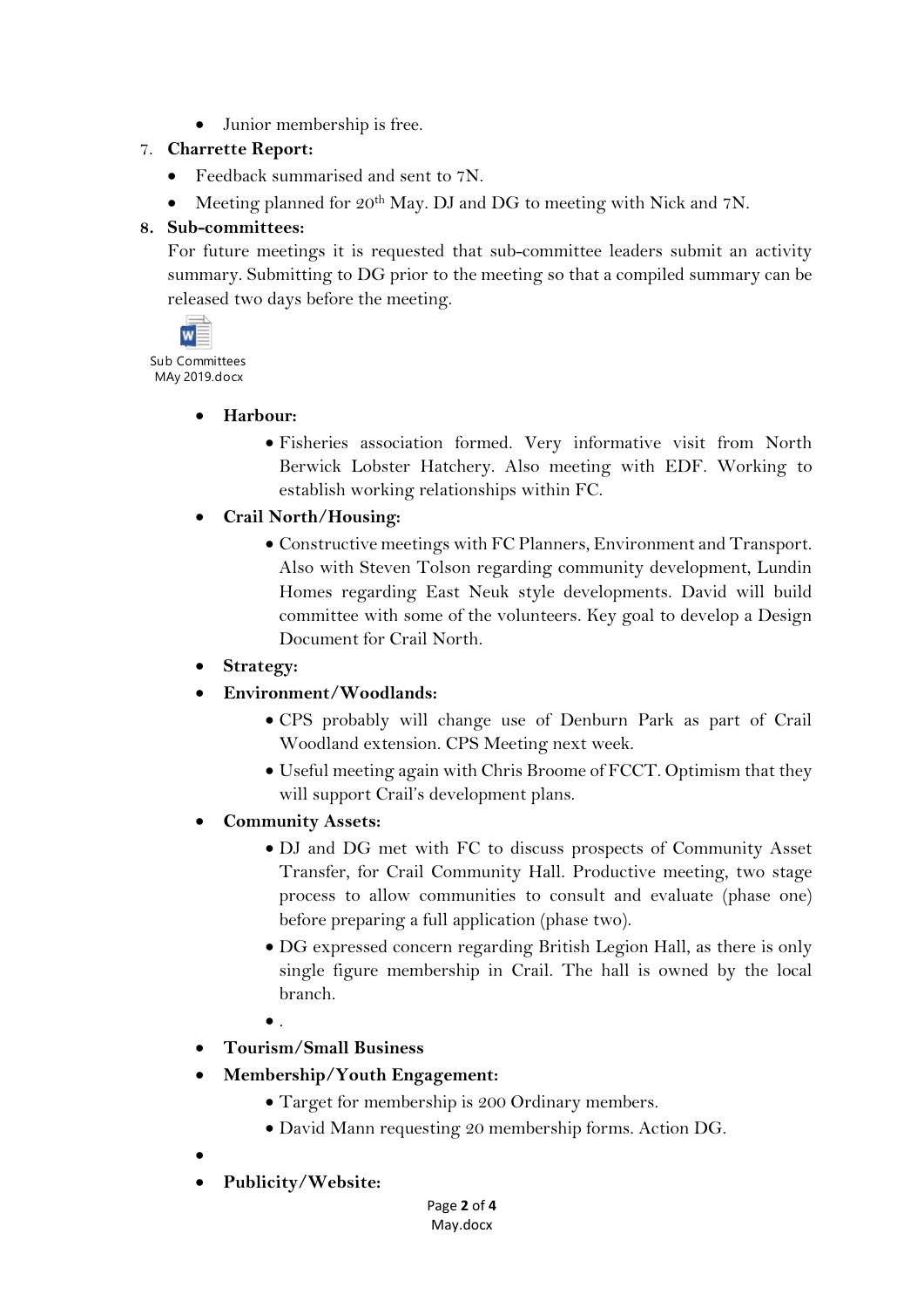- Junior membership is free.

7. **Charrette Report:**
    - Feedback summarised and sent to 7N.
    - Meeting planned for 20th May. DJ and DG to meeting with Nick and 7N.

8. **Sub-committees:**

   For future meetings it is requested that sub-committee leaders submit an activity summary. Submitting to DG prior to the meeting so that a compiled summary can be released two days before the meeting.

Sub Committees MAy 2019.docx

- **Harbour:**
    - Fisheries association formed. Very informative visit from North Berwick Lobster Hatchery. Also meeting with EDF. Working to establish working relationships within FC.
- **Crail North/Housing:**
    - Constructive meetings with FC Planners, Environment and Transport. Also with Steven Tolson regarding community development, Lundin Homes regarding East Neuk style developments. David will build committee with some of the volunteers. Key goal to develop a Design Document for Crail North.
- **Strategy:**
- **Environment/Woodlands:**
    - CPS probably will change use of Denburn Park as part of Crail Woodland extension. CPS Meeting next week.
    - Useful meeting again with Chris Broome of FCCT. Optimism that they will support Crail's development plans.
- **Community Assets:**
    - DJ and DG met with FC to discuss prospects of Community Asset Transfer, for Crail Community Hall. Productive meeting, two stage process to allow communities to consult and evaluate (phase one) before preparing a full application (phase two).
    - DG expressed concern regarding British Legion Hall, as there is only single figure membership in Crail. The hall is owned by the local branch.
    - .
- **Tourism/Small Business**
- **Membership/Youth Engagement:**
    - Target for membership is 200 Ordinary members.
    - David Mann requesting 20 membership forms. Action DG.
- 
- **Publicity/Website:**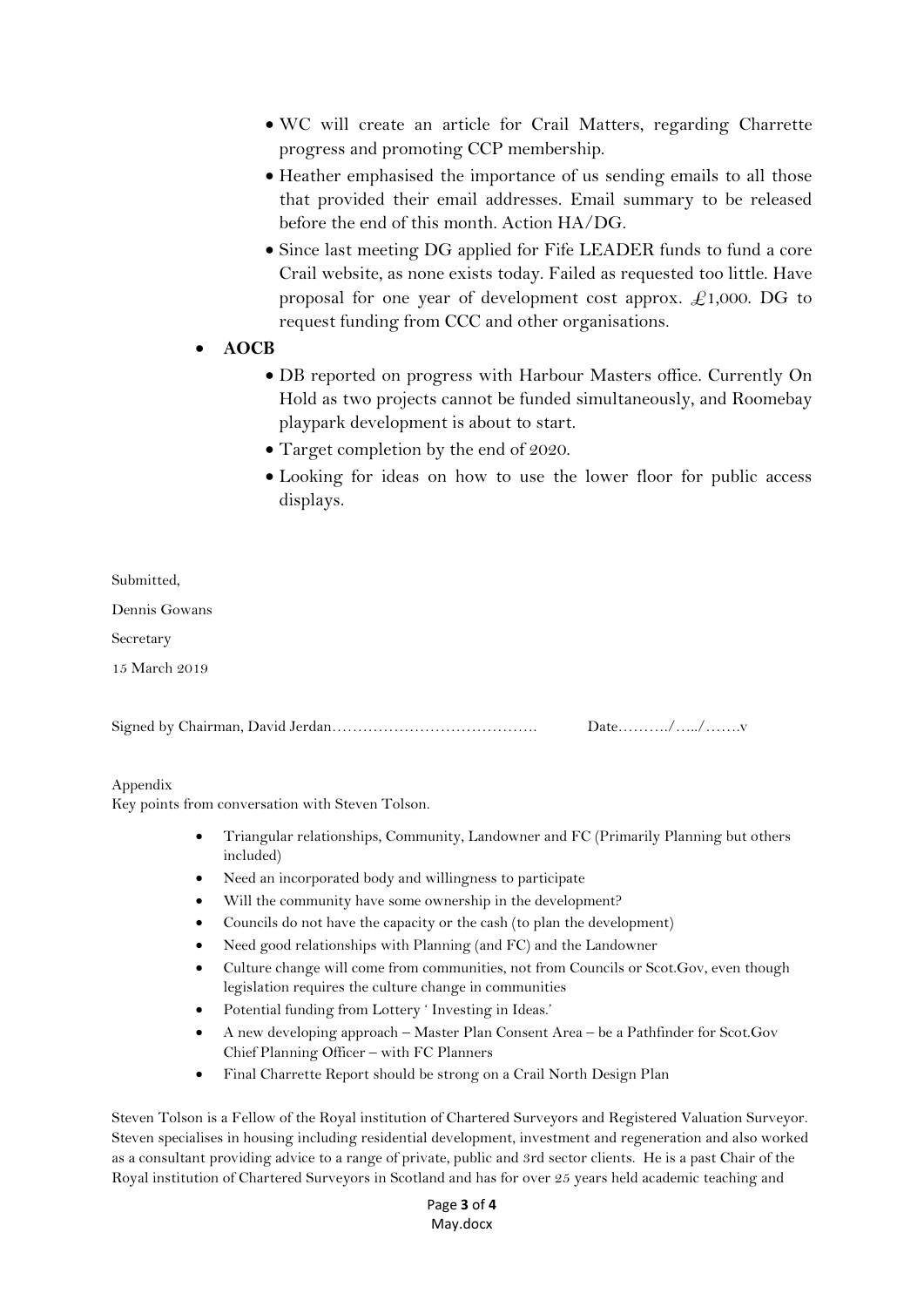- WC will create an article for Crail Matters, regarding Charrette progress and promoting CCP membership.
- Heather emphasised the importance of us sending emails to all those that provided their email addresses. Email summary to be released before the end of this month. Action HA/DG.
- Since last meeting DG applied for Fife LEADER funds to fund a core Crail website, as none exists today. Failed as requested too little. Have proposal for one year of development cost approx. £1,000. DG to request funding from CCC and other organisations.

- **AOCB**
  - DB reported on progress with Harbour Masters office. Currently On Hold as two projects cannot be funded simultaneously, and Roomebay playpark development is about to start.
  - Target completion by the end of 2020.
  - Looking for ideas on how to use the lower floor for public access displays.

Submitted,

Dennis Gowans

Secretary

15 March 2019

Signed by Chairman, David Jerdan…………………………………. Date………/…../…….v

Appendix

Key points from conversation with Steven Tolson.

- Triangular relationships, Community, Landowner and FC (Primarily Planning but others included)
- Need an incorporated body and willingness to participate
- Will the community have some ownership in the development?
- Councils do not have the capacity or the cash (to plan the development)
- Need good relationships with Planning (and FC) and the Landowner
- Culture change will come from communities, not from Councils or Scot.Gov, even though legislation requires the culture change in communities
- Potential funding from Lottery ' Investing in Ideas.'
- A new developing approach – Master Plan Consent Area – be a Pathfinder for Scot.Gov Chief Planning Officer – with FC Planners
- Final Charrette Report should be strong on a Crail North Design Plan

Steven Tolson is a Fellow of the Royal institution of Chartered Surveyors and Registered Valuation Surveyor. Steven specialises in housing including residential development, investment and regeneration and also worked as a consultant providing advice to a range of private, public and 3rd sector clients. He is a past Chair of the Royal institution of Chartered Surveyors in Scotland and has for over 25 years held academic teaching and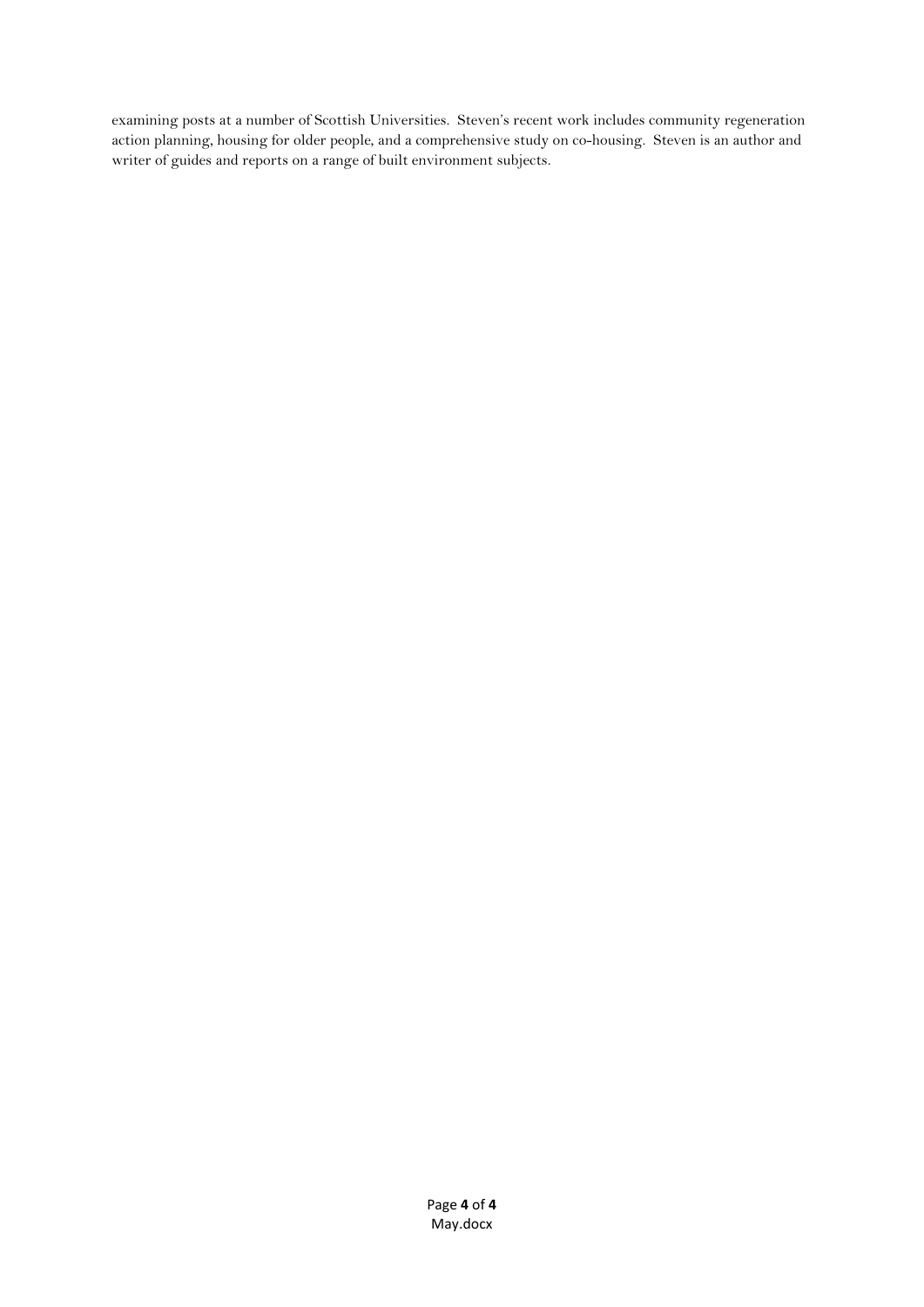examining posts at a number of Scottish Universities. Steven's recent work includes community regeneration action planning, housing for older people, and a comprehensive study on co-housing. Steven is an author and writer of guides and reports on a range of built environment subjects.